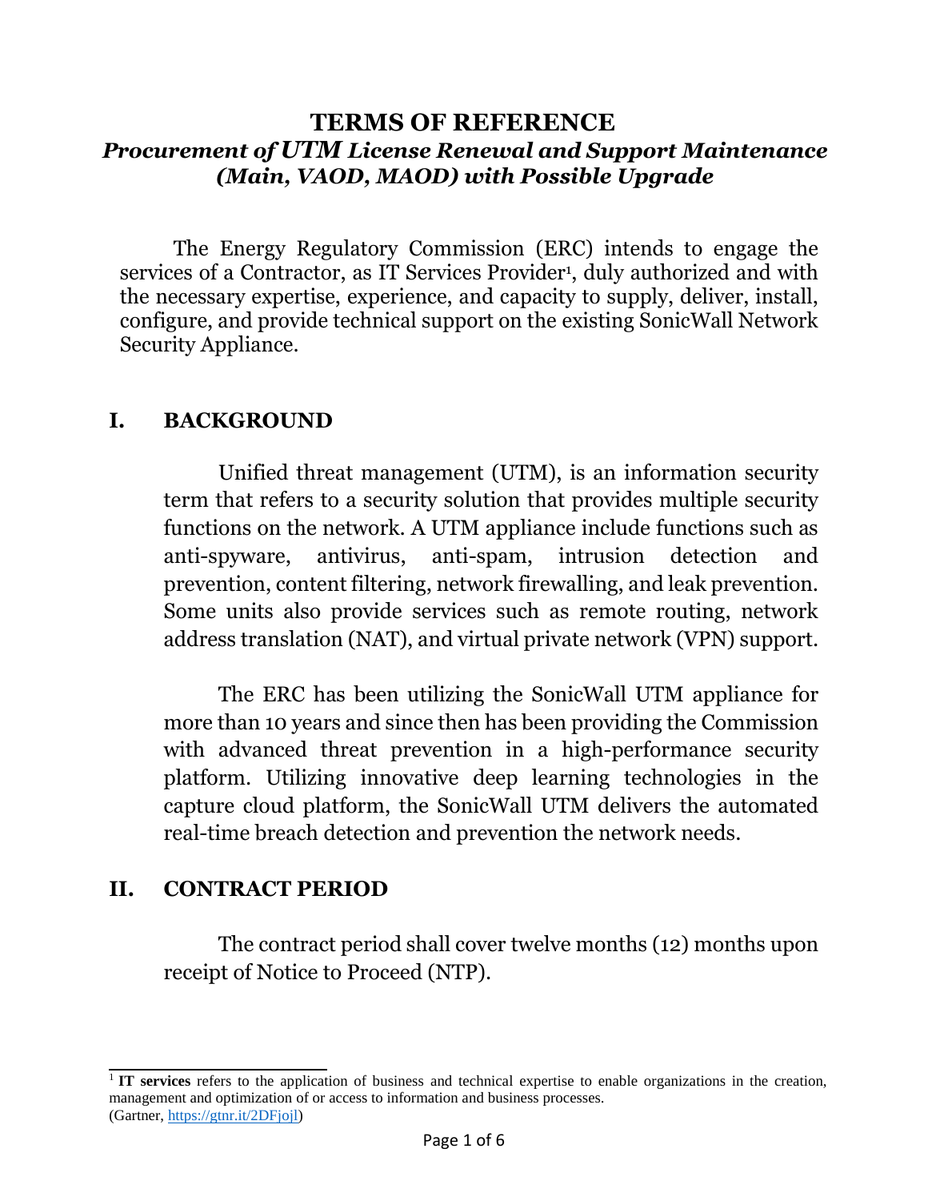# TERMS OF REFERENCE

## *Procurement of UTM License Renewal and Support Maintenance (Main, VAOD, MAOD) with Possible Upgrade*

The Energy Regulatory Commission (ERC) intends to engage the services of a Contractor, as IT Services Provider[1], duly authorized and with the necessary expertise, experience, and capacity to supply, deliver, install, configure, and provide technical support on the existing SonicWall Network Security Appliance.

## I. BACKGROUND

Unified threat management (UTM), is an information security term that refers to a security solution that provides multiple security functions on the network. A UTM appliance include functions such as anti-spyware, antivirus, anti-spam, intrusion detection and prevention, content filtering, network firewalling, and leak prevention. Some units also provide services such as remote routing, network address translation (NAT), and virtual private network (VPN) support.

The ERC has been utilizing the SonicWall UTM appliance for more than 10 years and since then has been providing the Commission with advanced threat prevention in a high-performance security platform. Utilizing innovative deep learning technologies in the capture cloud platform, the SonicWall UTM delivers the automated real-time breach detection and prevention the network needs.

## II. CONTRACT PERIOD

The contract period shall cover twelve months (12) months upon receipt of Notice to Proceed (NTP).

---

[1] **IT services** refers to the application of business and technical expertise to enable organizations in the creation, management and optimization of or access to information and business processes.
(Gartner, https://gtnr.it/2DFjojl)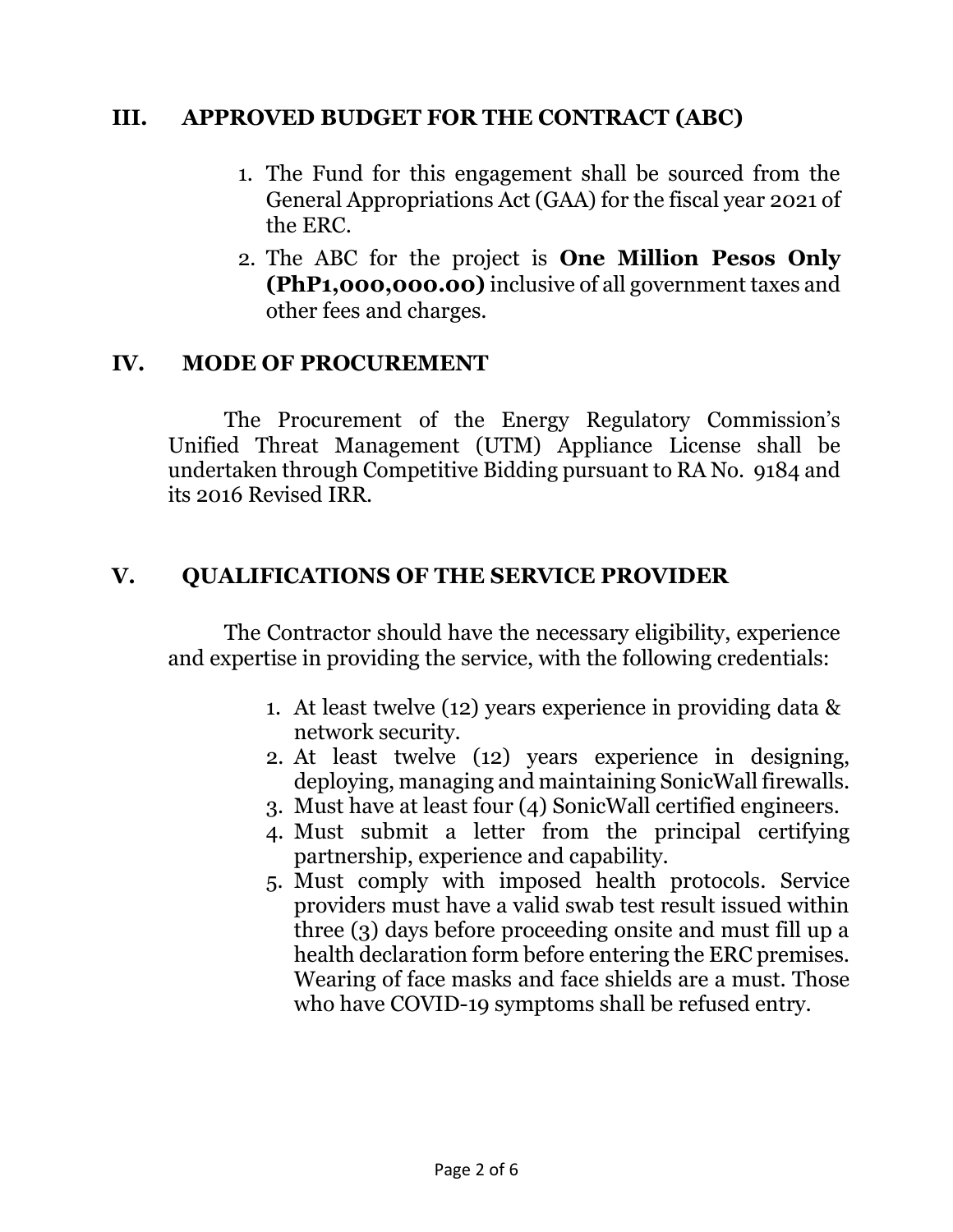## III. APPROVED BUDGET FOR THE CONTRACT (ABC)

1. The Fund for this engagement shall be sourced from the General Appropriations Act (GAA) for the fiscal year 2021 of the ERC.
2. The ABC for the project is **One Million Pesos Only (PhP1,000,000.00)** inclusive of all government taxes and other fees and charges.

## IV. MODE OF PROCUREMENT

The Procurement of the Energy Regulatory Commission's Unified Threat Management (UTM) Appliance License shall be undertaken through Competitive Bidding pursuant to RA No. 9184 and its 2016 Revised IRR.

## V. QUALIFICATIONS OF THE SERVICE PROVIDER

The Contractor should have the necessary eligibility, experience and expertise in providing the service, with the following credentials:

1. At least twelve (12) years experience in providing data & network security.
2. At least twelve (12) years experience in designing, deploying, managing and maintaining SonicWall firewalls.
3. Must have at least four (4) SonicWall certified engineers.
4. Must submit a letter from the principal certifying partnership, experience and capability.
5. Must comply with imposed health protocols. Service providers must have a valid swab test result issued within three (3) days before proceeding onsite and must fill up a health declaration form before entering the ERC premises. Wearing of face masks and face shields are a must. Those who have COVID-19 symptoms shall be refused entry.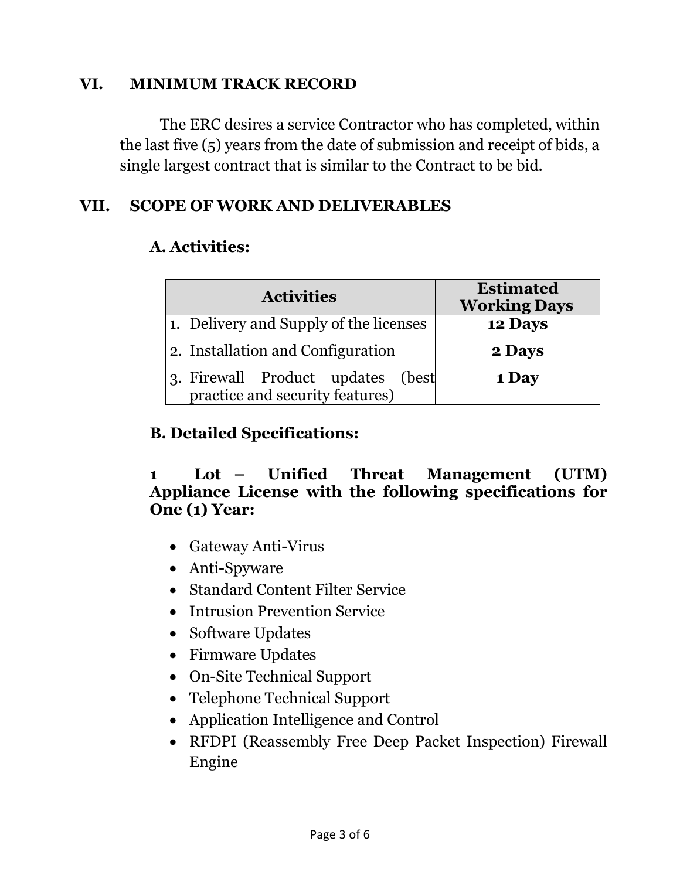## VI. MINIMUM TRACK RECORD

The ERC desires a service Contractor who has completed, within the last five (5) years from the date of submission and receipt of bids, a single largest contract that is similar to the Contract to be bid.

## VII. SCOPE OF WORK AND DELIVERABLES

### A. Activities:

| Activities | Estimated Working Days |
|---|---|
| 1. Delivery and Supply of the licenses | **12 Days** |
| 2. Installation and Configuration | **2 Days** |
| 3. Firewall Product updates (best practice and security features) | **1 Day** |

### B. Detailed Specifications:

**1 Lot – Unified Threat Management (UTM) Appliance License with the following specifications for One (1) Year:**

- Gateway Anti-Virus
- Anti-Spyware
- Standard Content Filter Service
- Intrusion Prevention Service
- Software Updates
- Firmware Updates
- On-Site Technical Support
- Telephone Technical Support
- Application Intelligence and Control
- RFDPI (Reassembly Free Deep Packet Inspection) Firewall Engine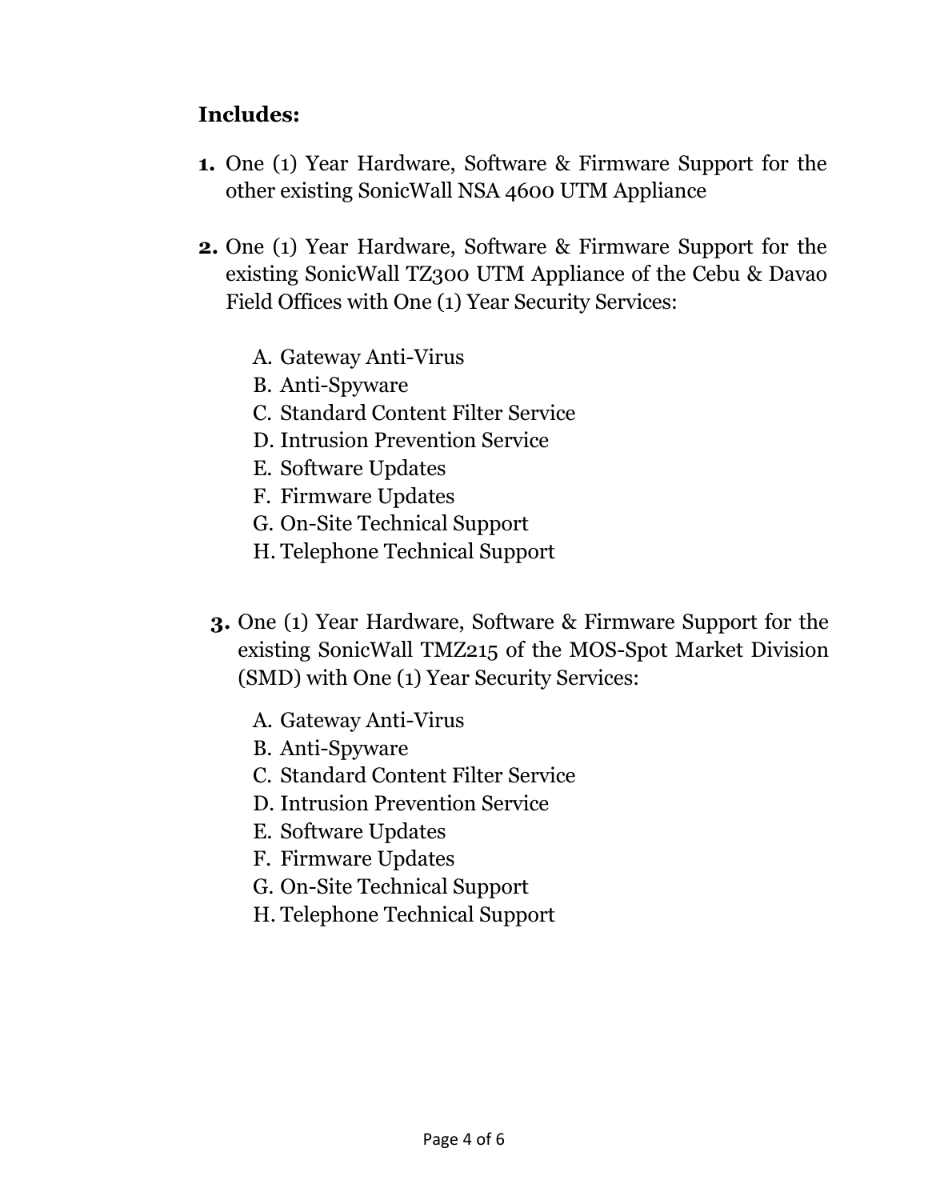**Includes:**

1. One (1) Year Hardware, Software & Firmware Support for the other existing SonicWall NSA 4600 UTM Appliance

2. One (1) Year Hardware, Software & Firmware Support for the existing SonicWall TZ300 UTM Appliance of the Cebu & Davao Field Offices with One (1) Year Security Services:

   A. Gateway Anti-Virus
   B. Anti-Spyware
   C. Standard Content Filter Service
   D. Intrusion Prevention Service
   E. Software Updates
   F. Firmware Updates
   G. On-Site Technical Support
   H. Telephone Technical Support

3. One (1) Year Hardware, Software & Firmware Support for the existing SonicWall TMZ215 of the MOS-Spot Market Division (SMD) with One (1) Year Security Services:

   A. Gateway Anti-Virus
   B. Anti-Spyware
   C. Standard Content Filter Service
   D. Intrusion Prevention Service
   E. Software Updates
   F. Firmware Updates
   G. On-Site Technical Support
   H. Telephone Technical Support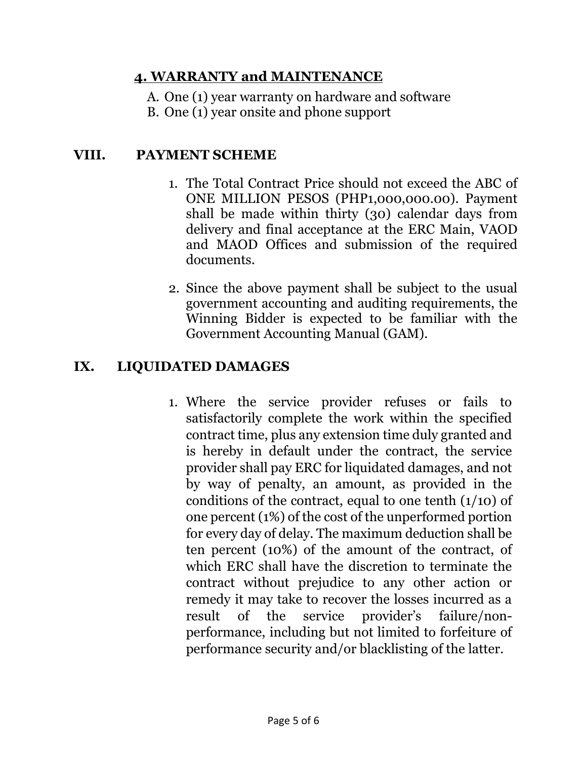#### 4. WARRANTY and MAINTENANCE

A. One (1) year warranty on hardware and software
B. One (1) year onsite and phone support

## VIII. PAYMENT SCHEME

1. The Total Contract Price should not exceed the ABC of ONE MILLION PESOS (PHP1,000,000.00). Payment shall be made within thirty (30) calendar days from delivery and final acceptance at the ERC Main, VAOD and MAOD Offices and submission of the required documents.

2. Since the above payment shall be subject to the usual government accounting and auditing requirements, the Winning Bidder is expected to be familiar with the Government Accounting Manual (GAM).

## IX. LIQUIDATED DAMAGES

1. Where the service provider refuses or fails to satisfactorily complete the work within the specified contract time, plus any extension time duly granted and is hereby in default under the contract, the service provider shall pay ERC for liquidated damages, and not by way of penalty, an amount, as provided in the conditions of the contract, equal to one tenth (1/10) of one percent (1%) of the cost of the unperformed portion for every day of delay. The maximum deduction shall be ten percent (10%) of the amount of the contract, of which ERC shall have the discretion to terminate the contract without prejudice to any other action or remedy it may take to recover the losses incurred as a result of the service provider's failure/non-performance, including but not limited to forfeiture of performance security and/or blacklisting of the latter.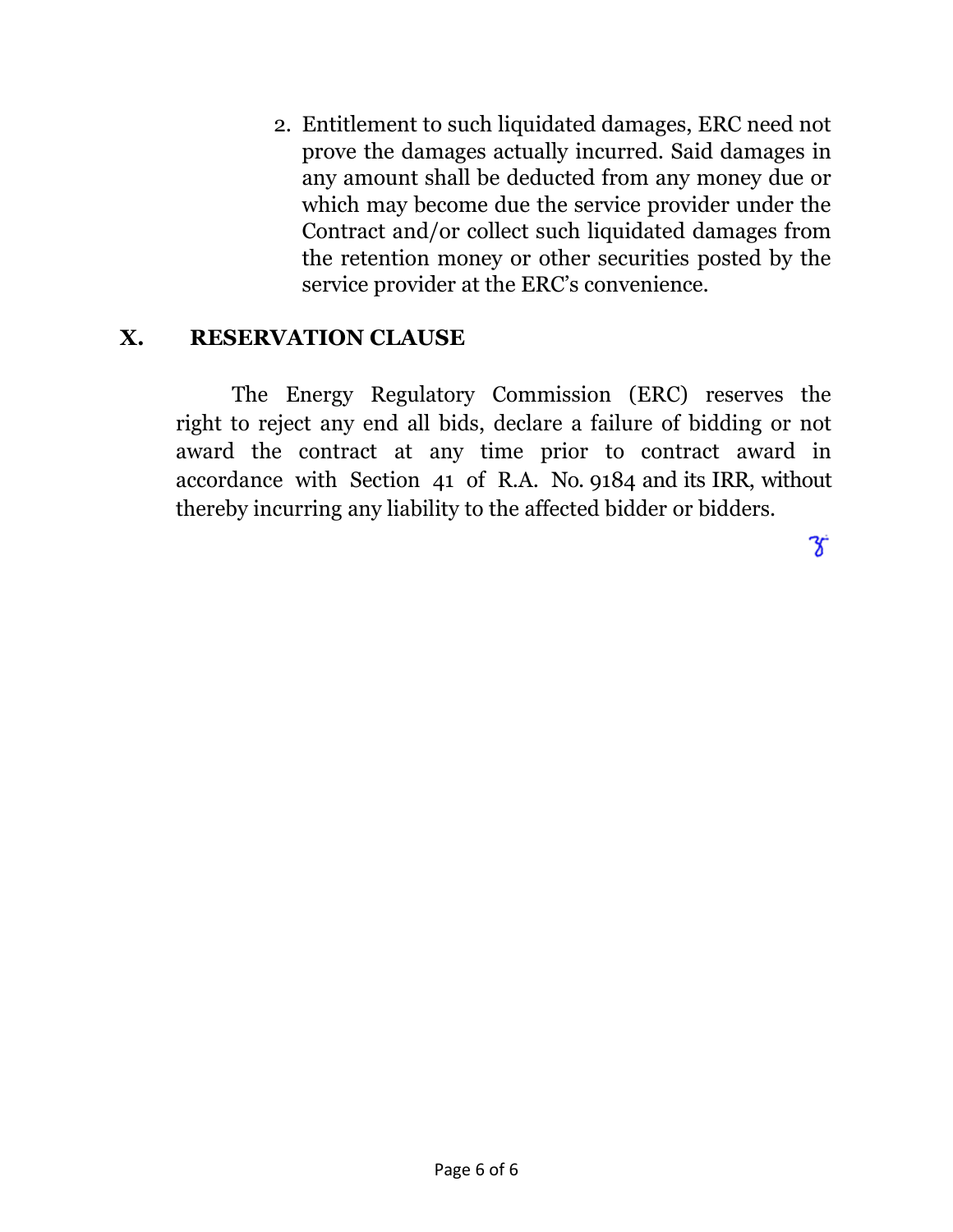2. Entitlement to such liquidated damages, ERC need not prove the damages actually incurred. Said damages in any amount shall be deducted from any money due or which may become due the service provider under the Contract and/or collect such liquidated damages from the retention money or other securities posted by the service provider at the ERC's convenience.

## X. RESERVATION CLAUSE

The Energy Regulatory Commission (ERC) reserves the right to reject any end all bids, declare a failure of bidding or not award the contract at any time prior to contract award in accordance with Section 41 of R.A. No. 9184 and its IRR, without thereby incurring any liability to the affected bidder or bidders.